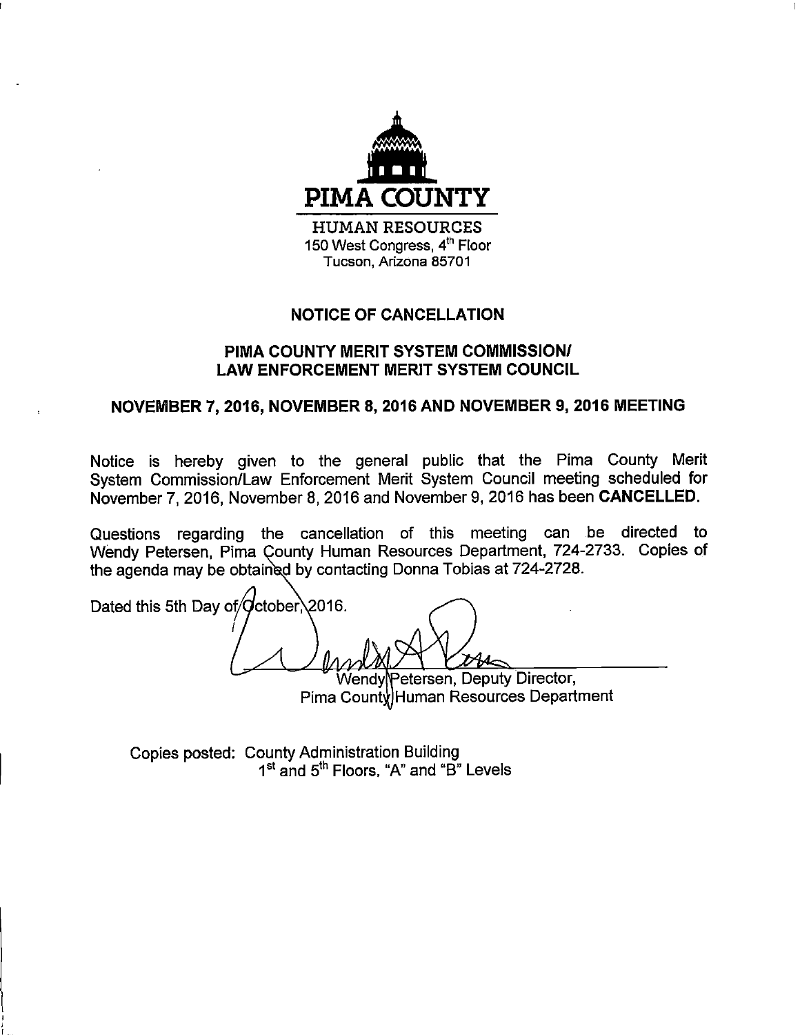# PIMA COUNTY

HUMAN RESOURCES
150 West Congress, 4th Floor
Tucson, Arizona 85701

## NOTICE OF CANCELLATION

## PIMA COUNTY MERIT SYSTEM COMMISSION/ LAW ENFORCEMENT MERIT SYSTEM COUNCIL

## NOVEMBER 7, 2016, NOVEMBER 8, 2016 AND NOVEMBER 9, 2016 MEETING

Notice is hereby given to the general public that the Pima County Merit System Commission/Law Enforcement Merit System Council meeting scheduled for November 7, 2016, November 8, 2016 and November 9, 2016 has been **CANCELLED**.

Questions regarding the cancellation of this meeting can be directed to Wendy Petersen, Pima County Human Resources Department, 724-2733. Copies of the agenda may be obtained by contacting Donna Tobias at 724-2728.

Dated this 5th Day of October, 2016.

Wendy Petersen, Deputy Director,
Pima County Human Resources Department

Copies posted: County Administration Building
1st and 5th Floors, "A" and "B" Levels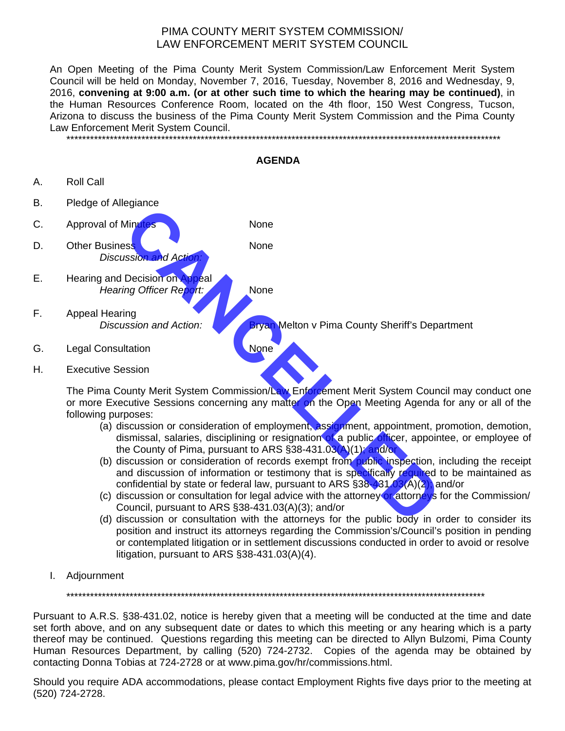# PIMA COUNTY MERIT SYSTEM COMMISSION/ LAW ENFORCEMENT MERIT SYSTEM COUNCIL

An Open Meeting of the Pima County Merit System Commission/Law Enforcement Merit System Council will be held on Monday, November 7, 2016, Tuesday, November 8, 2016 and Wednesday, 9, 2016, **convening at 9:00 a.m. (or at other such time to which the hearing may be continued)**, in the Human Resources Conference Room, located on the 4th floor, 150 West Congress, Tucson, Arizona to discuss the business of the Pima County Merit System Commission and the Pima County Law Enforcement Merit System Council.

*******************************************************************************************************

CANCELLED

## AGENDA

A. Roll Call

B. Pledge of Allegiance

C. Approval of Minutes — None

D. Other Business — None
*Discussion and Action:*

E. Hearing and Decision on Appeal
*Hearing Officer Report:* — None

F. Appeal Hearing
*Discussion and Action:* — Bryan Melton v Pima County Sheriff's Department

G. Legal Consultation — None

H. Executive Session

The Pima County Merit System Commission/Law Enforcement Merit System Council may conduct one or more Executive Sessions concerning any matter on the Open Meeting Agenda for any or all of the following purposes:

(a) discussion or consideration of employment, assignment, appointment, promotion, demotion, dismissal, salaries, disciplining or resignation of a public officer, appointee, or employee of the County of Pima, pursuant to ARS §38-431.03(A)(1); and/or
(b) discussion or consideration of records exempt from public inspection, including the receipt and discussion of information or testimony that is specifically required to be maintained as confidential by state or federal law, pursuant to ARS §38-431.03(A)(2); and/or
(c) discussion or consultation for legal advice with the attorney or attorneys for the Commission/ Council, pursuant to ARS §38-431.03(A)(3); and/or
(d) discussion or consultation with the attorneys for the public body in order to consider its position and instruct its attorneys regarding the Commission's/Council's position in pending or contemplated litigation or in settlement discussions conducted in order to avoid or resolve litigation, pursuant to ARS §38-431.03(A)(4).

I. Adjournment

*******************************************************************************************************

Pursuant to A.R.S. §38-431.02, notice is hereby given that a meeting will be conducted at the time and date set forth above, and on any subsequent date or dates to which this meeting or any hearing which is a party thereof may be continued. Questions regarding this meeting can be directed to Allyn Bulzomi, Pima County Human Resources Department, by calling (520) 724-2732. Copies of the agenda may be obtained by contacting Donna Tobias at 724-2728 or at www.pima.gov/hr/commissions.html.

Should you require ADA accommodations, please contact Employment Rights five days prior to the meeting at (520) 724-2728.